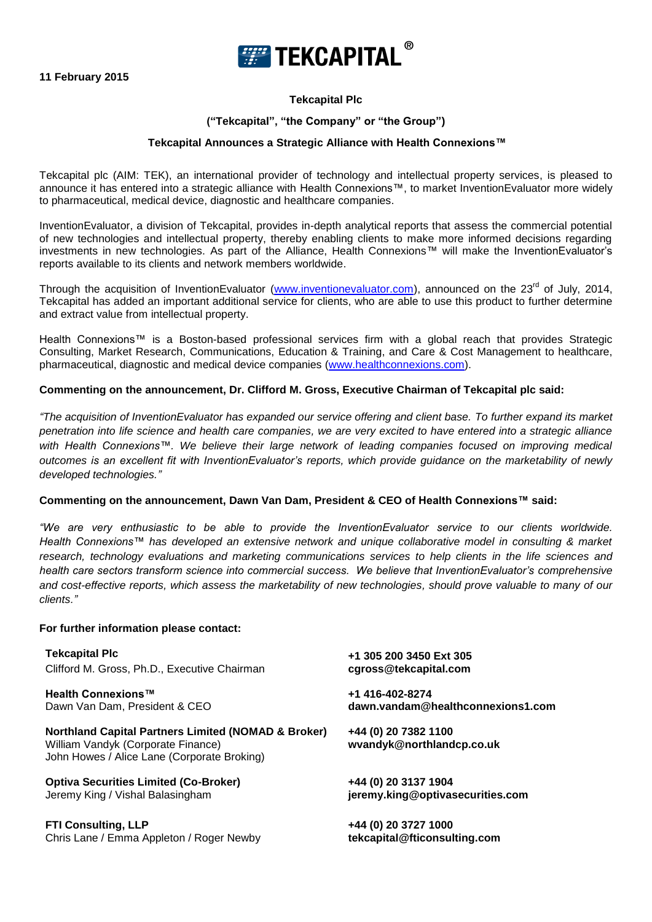**11 February 2015**

**Tekcapital Plc**

**("Tekcapital", "the Company" or "the Group")**

**Tekcapital Announces a Strategic Alliance with Health Connexions™**

Tekcapital plc (AIM: TEK), an international provider of technology and intellectual property services, is pleased to announce it has entered into a strategic alliance with Health Connexions™, to market InventionEvaluator more widely to pharmaceutical, medical device, diagnostic and healthcare companies.

InventionEvaluator, a division of Tekcapital, provides in-depth analytical reports that assess the commercial potential of new technologies and intellectual property, thereby enabling clients to make more informed decisions regarding investments in new technologies. As part of the Alliance, Health Connexions™ will make the InventionEvaluator's reports available to its clients and network members worldwide.

Through the acquisition of InventionEvaluator (www.inventionevaluator.com), announced on the 23rd of July, 2014, Tekcapital has added an important additional service for clients, who are able to use this product to further determine and extract value from intellectual property.

Health Connexions™ is a Boston-based professional services firm with a global reach that provides Strategic Consulting, Market Research, Communications, Education & Training, and Care & Cost Management to healthcare, pharmaceutical, diagnostic and medical device companies (www.healthconnexions.com).

**Commenting on the announcement, Dr. Clifford M. Gross, Executive Chairman of Tekcapital plc said:**

*"The acquisition of InventionEvaluator has expanded our service offering and client base. To further expand its market penetration into life science and health care companies, we are very excited to have entered into a strategic alliance with Health Connexions™. We believe their large network of leading companies focused on improving medical outcomes is an excellent fit with InventionEvaluator's reports, which provide guidance on the marketability of newly developed technologies."*

**Commenting on the announcement, Dawn Van Dam, President & CEO of Health Connexions™ said:**

*"We are very enthusiastic to be able to provide the InventionEvaluator service to our clients worldwide. Health Connexions™ has developed an extensive network and unique collaborative model in consulting & market research, technology evaluations and marketing communications services to help clients in the life sciences and health care sectors transform science into commercial success. We believe that InventionEvaluator's comprehensive and cost-effective reports, which assess the marketability of new technologies, should prove valuable to many of our clients."*

**For further information please contact:**

| | |
|---|---|
| **Tekcapital Plc**<br>Clifford M. Gross, Ph.D., Executive Chairman | **+1 305 200 3450 Ext 305**<br>**cgross@tekcapital.com** |
| **Health Connexions™**<br>Dawn Van Dam, President & CEO | **+1 416-402-8274**<br>**dawn.vandam@healthconnexions1.com** |
| **Northland Capital Partners Limited (NOMAD & Broker)**<br>William Vandyk (Corporate Finance)<br>John Howes / Alice Lane (Corporate Broking) | **+44 (0) 20 7382 1100**<br>**wvandyk@northlandcp.co.uk** |
| **Optiva Securities Limited (Co-Broker)**<br>Jeremy King / Vishal Balasingham | **+44 (0) 20 3137 1904**<br>**jeremy.king@optivasecurities.com** |
| **FTI Consulting, LLP**<br>Chris Lane / Emma Appleton / Roger Newby | **+44 (0) 20 3727 1000**<br>**tekcapital@fticonsulting.com** |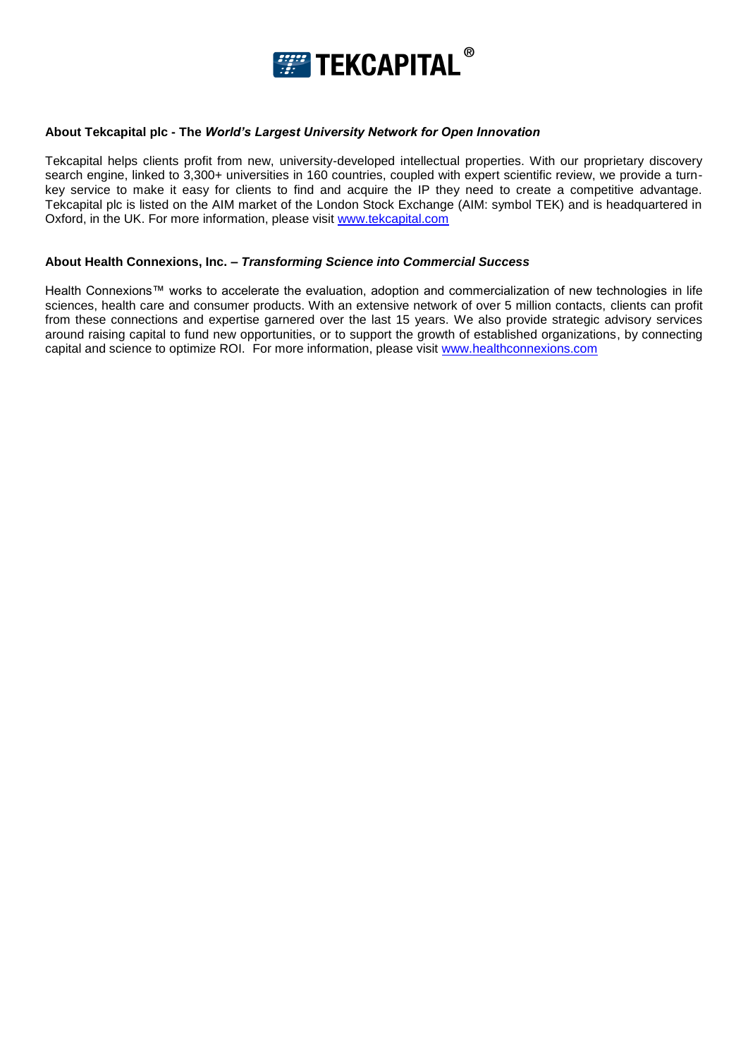**TEKCAPITAL®**

### About Tekcapital plc - The *World's Largest University Network for Open Innovation*

Tekcapital helps clients profit from new, university-developed intellectual properties. With our proprietary discovery search engine, linked to 3,300+ universities in 160 countries, coupled with expert scientific review, we provide a turn-key service to make it easy for clients to find and acquire the IP they need to create a competitive advantage. Tekcapital plc is listed on the AIM market of the London Stock Exchange (AIM: symbol TEK) and is headquartered in Oxford, in the UK. For more information, please visit www.tekcapital.com

### About Health Connexions, Inc. – *Transforming Science into Commercial Success*

Health Connexions™ works to accelerate the evaluation, adoption and commercialization of new technologies in life sciences, health care and consumer products. With an extensive network of over 5 million contacts, clients can profit from these connections and expertise garnered over the last 15 years. We also provide strategic advisory services around raising capital to fund new opportunities, or to support the growth of established organizations, by connecting capital and science to optimize ROI. For more information, please visit www.healthconnexions.com